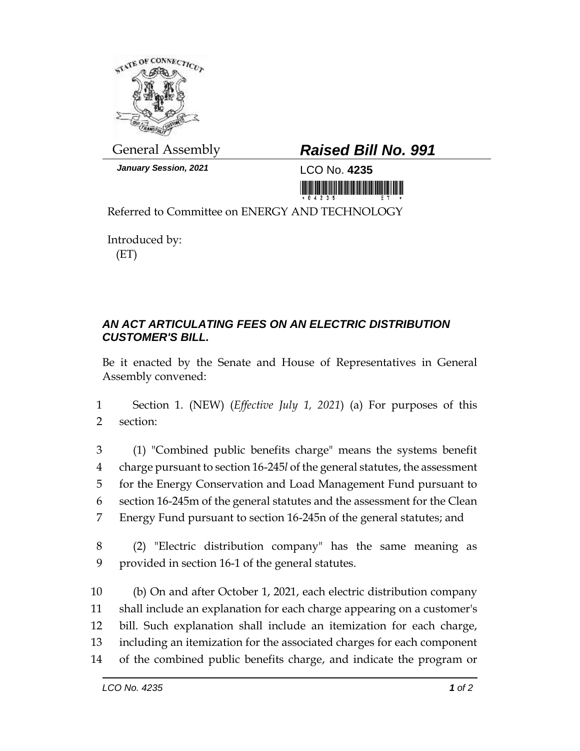General Assembly

***Raised Bill No. 991***

*January Session, 2021*

LCO No. **4235**

Referred to Committee on ENERGY AND TECHNOLOGY

Introduced by:
(ET)

## *AN ACT ARTICULATING FEES ON AN ELECTRIC DISTRIBUTION CUSTOMER'S BILL.*

Be it enacted by the Senate and House of Representatives in General Assembly convened:

1 Section 1. (NEW) (*Effective July 1, 2021*) (a) For purposes of this
2 section:

3 (1) "Combined public benefits charge" means the systems benefit
4 charge pursuant to section 16-245*l* of the general statutes, the assessment
5 for the Energy Conservation and Load Management Fund pursuant to
6 section 16-245m of the general statutes and the assessment for the Clean
7 Energy Fund pursuant to section 16-245n of the general statutes; and

8 (2) "Electric distribution company" has the same meaning as
9 provided in section 16-1 of the general statutes.

10 (b) On and after October 1, 2021, each electric distribution company
11 shall include an explanation for each charge appearing on a customer's
12 bill. Such explanation shall include an itemization for each charge,
13 including an itemization for the associated charges for each component
14 of the combined public benefits charge, and indicate the program or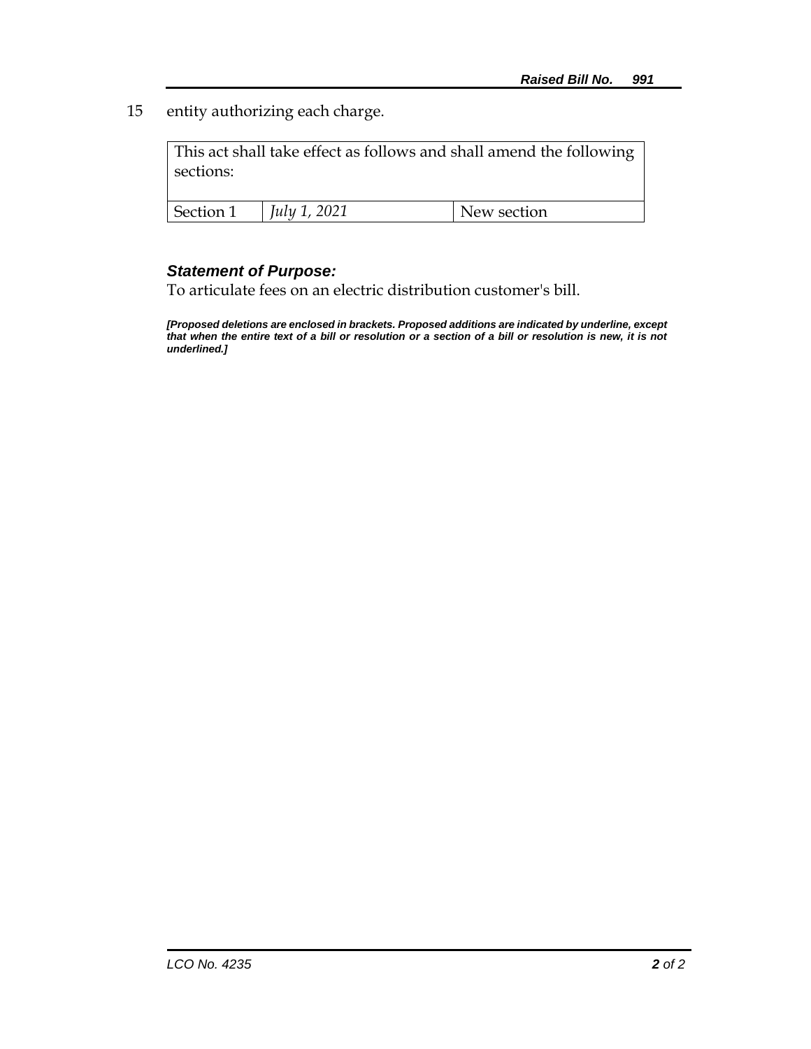15 entity authorizing each charge.

| This act shall take effect as follows and shall amend the following sections: | | |
|---|---|---|
| Section 1 | *July 1, 2021* | New section |

### *Statement of Purpose:*

To articulate fees on an electric distribution customer's bill.

***[Proposed deletions are enclosed in brackets. Proposed additions are indicated by underline, except that when the entire text of a bill or resolution or a section of a bill or resolution is new, it is not underlined.]***